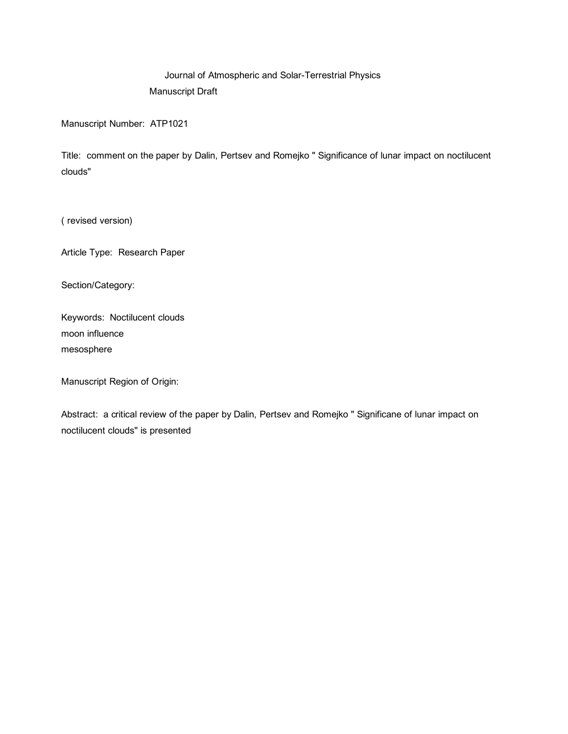Journal of Atmospheric and Solar-Terrestrial Physics

Manuscript Draft

Manuscript Number: ATP1021

Title: comment on the paper by Dalin, Pertsev and Romejko " Significance of lunar impact on noctilucent clouds"

( revised version)

Article Type: Research Paper

Section/Category:

Keywords: Noctilucent clouds
moon influence
mesosphere

Manuscript Region of Origin:

Abstract: a critical review of the paper by Dalin, Pertsev and Romejko " Significane of lunar impact on noctilucent clouds" is presented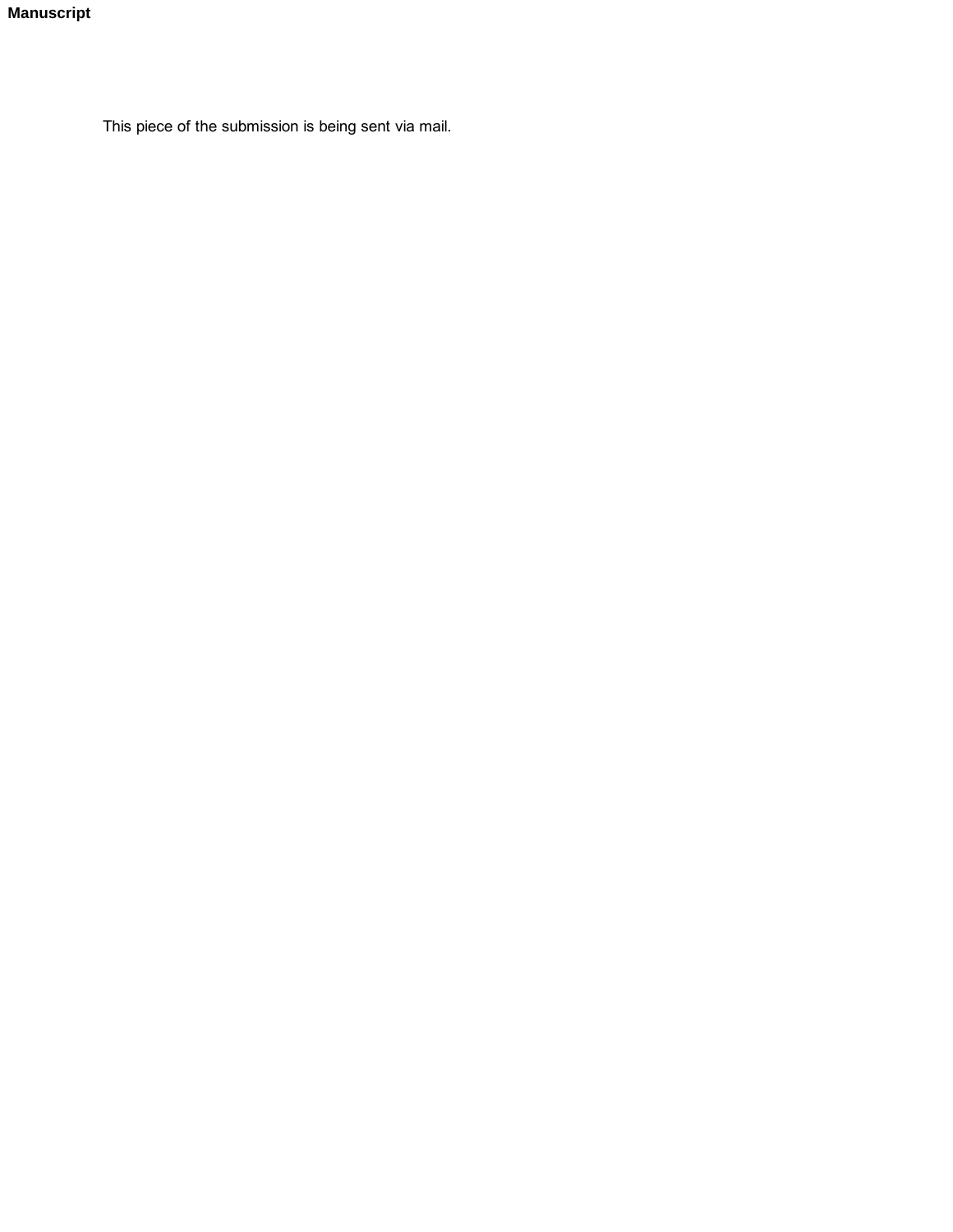**Manuscript**

This piece of the submission is being sent via mail.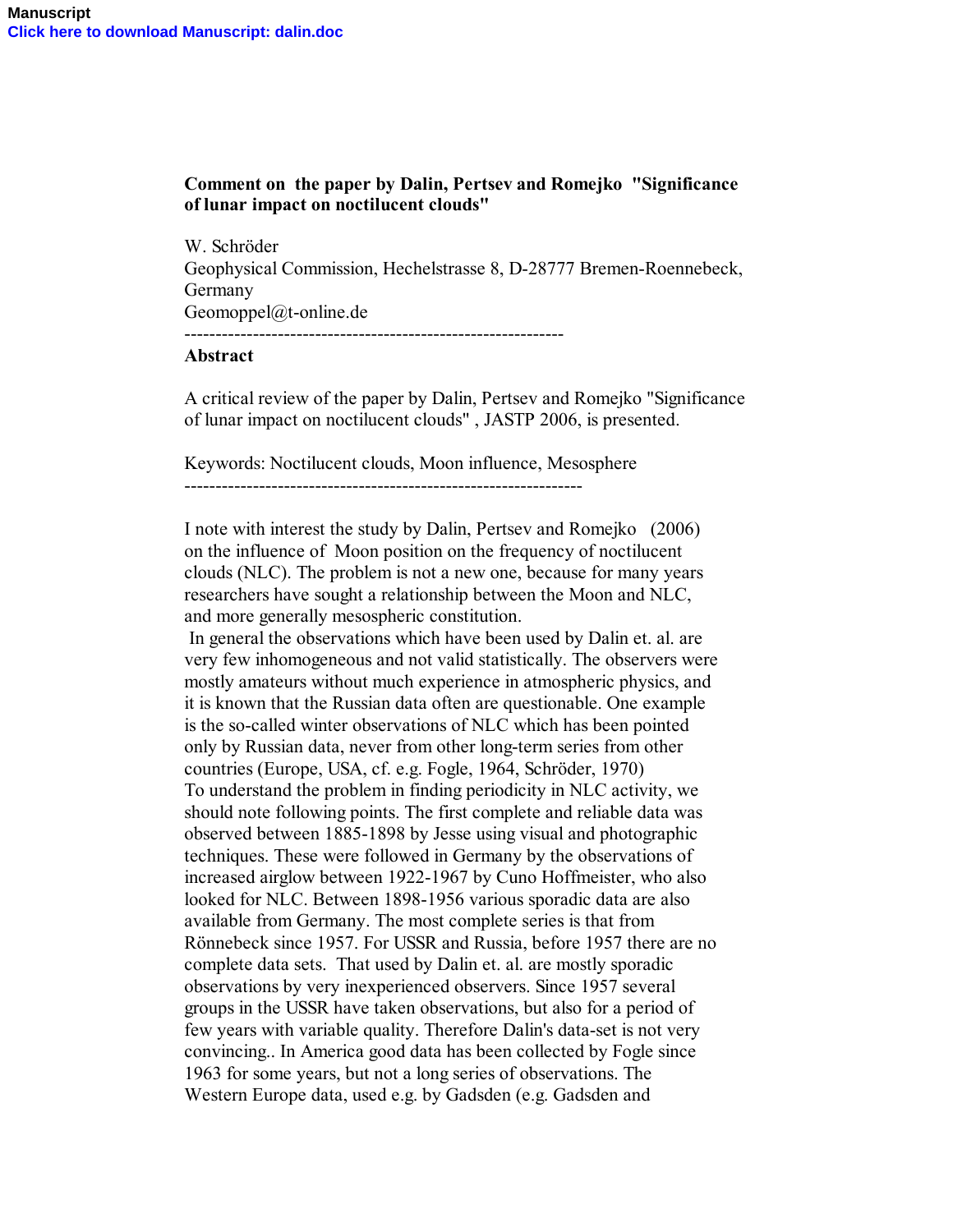Manuscript
Click here to download Manuscript: dalin.doc

**Comment on the paper by Dalin, Pertsev and Romejko "Significance of lunar impact on noctilucent clouds"**

W. Schröder
Geophysical Commission, Hechelstrasse 8, D-28777 Bremen-Roennebeck, Germany
Geomoppel@t-online.de

---

**Abstract**

A critical review of the paper by Dalin, Pertsev and Romejko "Significance of lunar impact on noctilucent clouds" , JASTP 2006, is presented.

Keywords: Noctilucent clouds, Moon influence, Mesosphere

---

I note with interest the study by Dalin, Pertsev and Romejko (2006) on the influence of Moon position on the frequency of noctilucent clouds (NLC). The problem is not a new one, because for many years researchers have sought a relationship between the Moon and NLC, and more generally mesospheric constitution.

In general the observations which have been used by Dalin et. al. are very few inhomogeneous and not valid statistically. The observers were mostly amateurs without much experience in atmospheric physics, and it is known that the Russian data often are questionable. One example is the so-called winter observations of NLC which has been pointed only by Russian data, never from other long-term series from other countries (Europe, USA, cf. e.g. Fogle, 1964, Schröder, 1970)

To understand the problem in finding periodicity in NLC activity, we should note following points. The first complete and reliable data was observed between 1885-1898 by Jesse using visual and photographic techniques. These were followed in Germany by the observations of increased airglow between 1922-1967 by Cuno Hoffmeister, who also looked for NLC. Between 1898-1956 various sporadic data are also available from Germany. The most complete series is that from Rönnebeck since 1957. For USSR and Russia, before 1957 there are no complete data sets. That used by Dalin et. al. are mostly sporadic observations by very inexperienced observers. Since 1957 several groups in the USSR have taken observations, but also for a period of few years with variable quality. Therefore Dalin's data-set is not very convincing.. In America good data has been collected by Fogle since 1963 for some years, but not a long series of observations. The Western Europe data, used e.g. by Gadsden (e.g. Gadsden and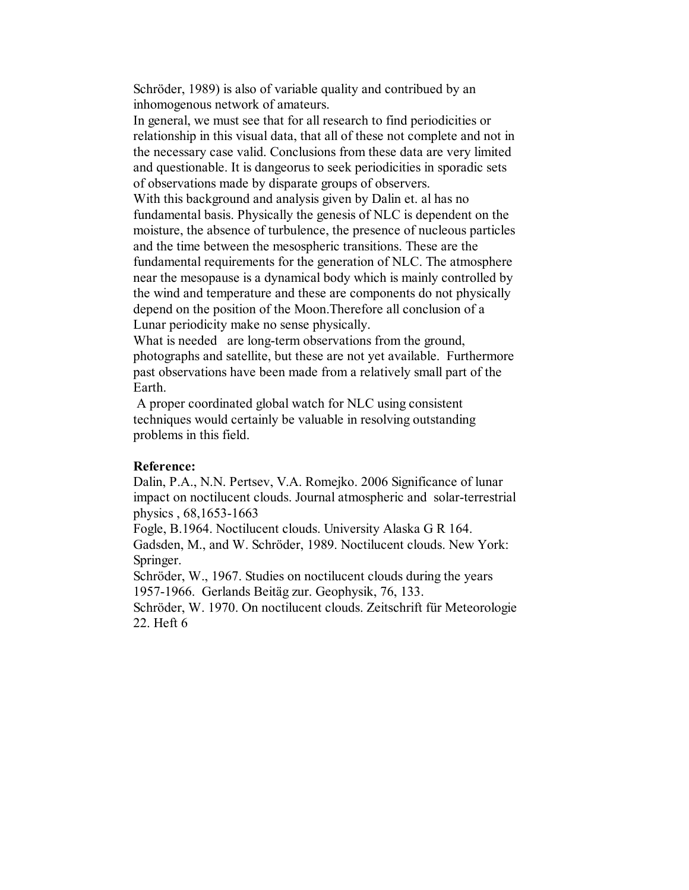Schröder, 1989) is also of variable quality and contribued by an inhomogenous network of amateurs.

In general, we must see that for all research to find periodicities or relationship in this visual data, that all of these not complete and not in the necessary case valid. Conclusions from these data are very limited and questionable. It is dangeorus to seek periodicities in sporadic sets of observations made by disparate groups of observers.

With this background and analysis given by Dalin et. al has no fundamental basis. Physically the genesis of NLC is dependent on the moisture, the absence of turbulence, the presence of nucleous particles and the time between the mesospheric transitions. These are the fundamental requirements for the generation of NLC. The atmosphere near the mesopause is a dynamical body which is mainly controlled by the wind and temperature and these are components do not physically depend on the position of the Moon.Therefore all conclusion of a Lunar periodicity make no sense physically.

What is needed are long-term observations from the ground, photographs and satellite, but these are not yet available. Furthermore past observations have been made from a relatively small part of the Earth.

A proper coordinated global watch for NLC using consistent techniques would certainly be valuable in resolving outstanding problems in this field.

**Reference:**

Dalin, P.A., N.N. Pertsev, V.A. Romejko. 2006 Significance of lunar impact on noctilucent clouds. Journal atmospheric and solar-terrestrial physics , 68,1653-1663

Fogle, B.1964. Noctilucent clouds. University Alaska G R 164.

Gadsden, M., and W. Schröder, 1989. Noctilucent clouds. New York: Springer.

Schröder, W., 1967. Studies on noctilucent clouds during the years 1957-1966. Gerlands Beitäg zur. Geophysik, 76, 133.

Schröder, W. 1970. On noctilucent clouds. Zeitschrift für Meteorologie 22. Heft 6